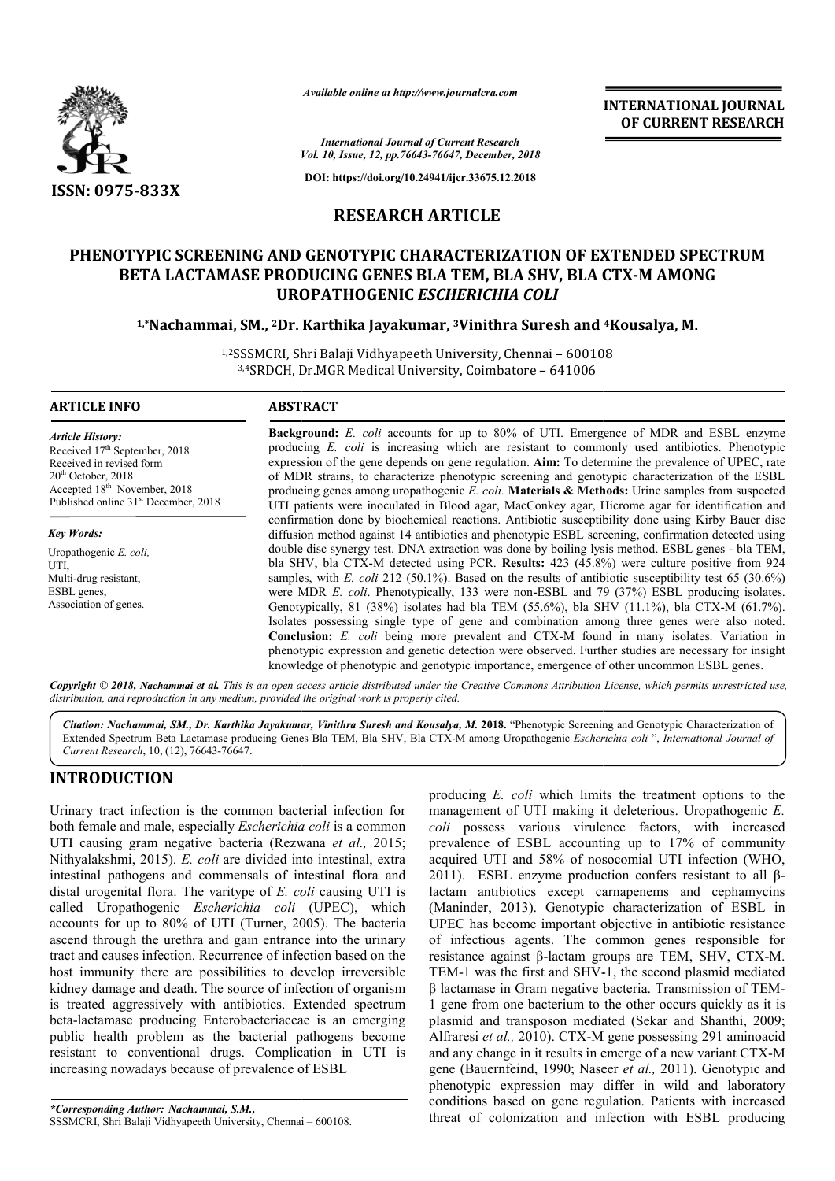*Available online at http://www.journalcra.com*

*International Journal of Current Research*
*Vol. 10, Issue, 12, pp.76643-76647, December, 2018*

**DOI: https://doi.org/10.24941/ijcr.33675.12.2018**

**ISSN: 0975-833X**

**INTERNATIONAL JOURNAL OF CURRENT RESEARCH**

# RESEARCH ARTICLE

# PHENOTYPIC SCREENING AND GENOTYPIC CHARACTERIZATION OF EXTENDED SPECTRUM BETA LACTAMASE PRODUCING GENES BLA TEM, BLA SHV, BLA CTX-M AMONG UROPATHOGENIC *ESCHERICHIA COLI*

**[1,*]Nachammai, SM., [2]Dr. Karthika Jayakumar, [3]Vinithra Suresh and [4]Kousalya, M.**

[1,2]SSSMCRI, Shri Balaji Vidhyapeeth University, Chennai – 600108
[3,4]SRDCH, Dr.MGR Medical University, Coimbatore – 641006

## ARTICLE INFO

*Article History:*
Received 17[th] September, 2018
Received in revised form
20[th] October, 2018
Accepted 18[th] November, 2018
Published online 31[st] December, 2018

*Key Words:*
Uropathogenic *E. coli*,
UTI,
Multi-drug resistant,
ESBL genes,
Association of genes.

## ABSTRACT

**Background:** *E. coli* accounts for up to 80% of UTI. Emergence of MDR and ESBL enzyme producing *E. coli* is increasing which are resistant to commonly used antibiotics. Phenotypic expression of the gene depends on gene regulation. **Aim:** To determine the prevalence of UPEC, rate of MDR strains, to characterize phenotypic screening and genotypic characterization of the ESBL producing genes among uropathogenic *E. coli.* **Materials & Methods:** Urine samples from suspected UTI patients were inoculated in Blood agar, MacConkey agar, Hicrome agar for identification and confirmation done by biochemical reactions. Antibiotic susceptibility done using Kirby Bauer disc diffusion method against 14 antibiotics and phenotypic ESBL screening, confirmation detected using double disc synergy test. DNA extraction was done by boiling lysis method. ESBL genes - bla TEM, bla SHV, bla CTX-M detected using PCR. **Results:** 423 (45.8%) were culture positive from 924 samples, with *E. coli* 212 (50.1%). Based on the results of antibiotic susceptibility test 65 (30.6%) were MDR *E. coli*. Phenotypically, 133 were non-ESBL and 79 (37%) ESBL producing isolates. Genotypically, 81 (38%) isolates had bla TEM (55.6%), bla SHV (11.1%), bla CTX-M (61.7%). Isolates possessing single type of gene and combination among three genes were also noted. **Conclusion:** *E. coli* being more prevalent and CTX-M found in many isolates. Variation in phenotypic expression and genetic detection were observed. Further studies are necessary for insight knowledge of phenotypic and genotypic importance, emergence of other uncommon ESBL genes.

*Copyright © 2018, Nachammai et al. This is an open access article distributed under the Creative Commons Attribution License, which permits unrestricted use, distribution, and reproduction in any medium, provided the original work is properly cited.*

*Citation: Nachammai, SM., Dr. Karthika Jayakumar, Vinithra Suresh and Kousalya, M.* **2018.** "Phenotypic Screening and Genotypic Characterization of Extended Spectrum Beta Lactamase producing Genes Bla TEM, Bla SHV, Bla CTX-M among Uropathogenic *Escherichia coli* ", *International Journal of Current Research*, 10, (12), 76643-76647.

## INTRODUCTION

Urinary tract infection is the common bacterial infection for both female and male, especially *Escherichia coli* is a common UTI causing gram negative bacteria (Rezwana *et al.,* 2015; Nithyalakshmi, 2015). *E. coli* are divided into intestinal, extra intestinal pathogens and commensals of intestinal flora and distal urogenital flora. The varitype of *E. coli* causing UTI is called Uropathogenic *Escherichia coli* (UPEC), which accounts for up to 80% of UTI (Turner, 2005). The bacteria ascend through the urethra and gain entrance into the urinary tract and causes infection. Recurrence of infection based on the host immunity there are possibilities to develop irreversible kidney damage and death. The source of infection of organism is treated aggressively with antibiotics. Extended spectrum beta-lactamase producing Enterobacteriaceae is an emerging public health problem as the bacterial pathogens become resistant to conventional drugs. Complication in UTI is increasing nowadays because of prevalence of ESBL producing *E. coli* which limits the treatment options to the management of UTI making it deleterious. Uropathogenic *E. coli* possess various virulence factors, with increased prevalence of ESBL accounting up to 17% of community acquired UTI and 58% of nosocomial UTI infection (WHO, 2011). ESBL enzyme production confers resistant to all β-lactam antibiotics except carnapenems and cephamycins (Maninder, 2013). Genotypic characterization of ESBL in UPEC has become important objective in antibiotic resistance of infectious agents. The common genes responsible for resistance against β-lactam groups are TEM, SHV, CTX-M. TEM-1 was the first and SHV-1, the second plasmid mediated β lactamase in Gram negative bacteria. Transmission of TEM-1 gene from one bacterium to the other occurs quickly as it is plasmid and transposon mediated (Sekar and Shanthi, 2009; Alfraresi *et al.,* 2010). CTX-M gene possessing 291 aminoacid and any change in it results in emerge of a new variant CTX-M gene (Bauernfeind, 1990; Naseer *et al.,* 2011). Genotypic and phenotypic expression may differ in wild and laboratory conditions based on gene regulation. Patients with increased threat of colonization and infection with ESBL producing

**\*Corresponding Author: Nachammai, S.M.,**
SSSMCRI, Shri Balaji Vidhyapeeth University, Chennai – 600108.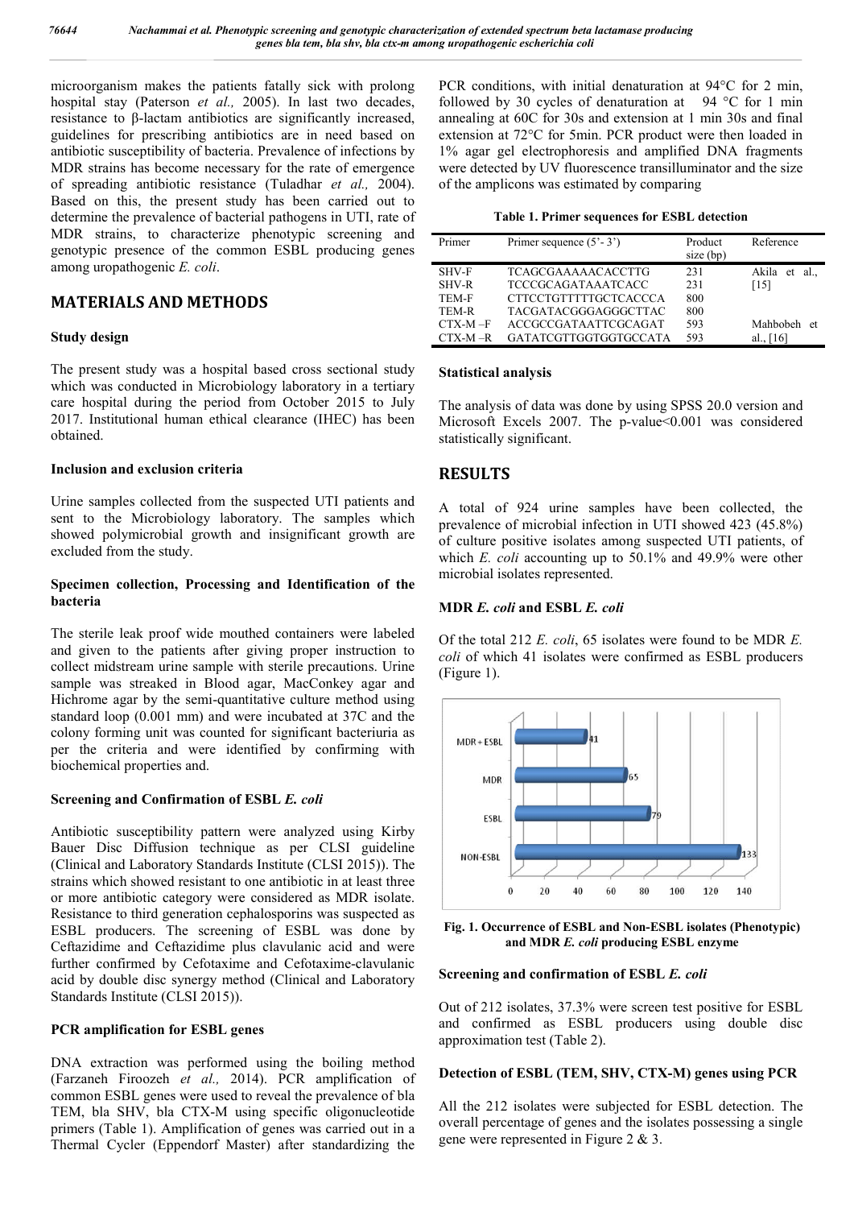microorganism makes the patients fatally sick with prolong hospital stay (Paterson *et al.,* 2005). In last two decades, resistance to β-lactam antibiotics are significantly increased, guidelines for prescribing antibiotics are in need based on antibiotic susceptibility of bacteria. Prevalence of infections by MDR strains has become necessary for the rate of emergence of spreading antibiotic resistance (Tuladhar *et al.,* 2004). Based on this, the present study has been carried out to determine the prevalence of bacterial pathogens in UTI, rate of MDR strains, to characterize phenotypic screening and genotypic presence of the common ESBL producing genes among uropathogenic *E. coli*.

## MATERIALS AND METHODS

### Study design

The present study was a hospital based cross sectional study which was conducted in Microbiology laboratory in a tertiary care hospital during the period from October 2015 to July 2017. Institutional human ethical clearance (IHEC) has been obtained.

### Inclusion and exclusion criteria

Urine samples collected from the suspected UTI patients and sent to the Microbiology laboratory. The samples which showed polymicrobial growth and insignificant growth are excluded from the study.

### Specimen collection, Processing and Identification of the bacteria

The sterile leak proof wide mouthed containers were labeled and given to the patients after giving proper instruction to collect midstream urine sample with sterile precautions. Urine sample was streaked in Blood agar, MacConkey agar and Hichrome agar by the semi-quantitative culture method using standard loop (0.001 mm) and were incubated at 37C and the colony forming unit was counted for significant bacteriuria as per the criteria and were identified by confirming with biochemical properties and.

### Screening and Confirmation of ESBL *E. coli*

Antibiotic susceptibility pattern were analyzed using Kirby Bauer Disc Diffusion technique as per CLSI guideline (Clinical and Laboratory Standards Institute (CLSI 2015)). The strains which showed resistant to one antibiotic in at least three or more antibiotic category were considered as MDR isolate. Resistance to third generation cephalosporins was suspected as ESBL producers. The screening of ESBL was done by Ceftazidime and Ceftazidime plus clavulanic acid and were further confirmed by Cefotaxime and Cefotaxime-clavulanic acid by double disc synergy method (Clinical and Laboratory Standards Institute (CLSI 2015)).

### PCR amplification for ESBL genes

DNA extraction was performed using the boiling method (Farzaneh Firoozeh *et al.,* 2014). PCR amplification of common ESBL genes were used to reveal the prevalence of bla TEM, bla SHV, bla CTX-M using specific oligonucleotide primers (Table 1). Amplification of genes was carried out in a Thermal Cycler (Eppendorf Master) after standardizing the PCR conditions, with initial denaturation at 94°C for 2 min, followed by 30 cycles of denaturation at 94 °C for 1 min annealing at 60C for 30s and extension at 1 min 30s and final extension at 72°C for 5min. PCR product were then loaded in 1% agar gel electrophoresis and amplified DNA fragments were detected by UV fluorescence transilluminator and the size of the amplicons was estimated by comparing

**Table 1. Primer sequences for ESBL detection**

| Primer | Primer sequence (5'- 3') | Product size (bp) | Reference |
|---|---|---|---|
| SHV-F | TCAGCGAAAAACACCTTG | 231 | Akila et al., [15] |
| SHV-R | TCCCGCAGATAAATCACC | 231 | |
| TEM-F | CTTCCTGTTTTTGCTCACCCA | 800 | |
| TEM-R | TACGATACGGGAGGGCTTAC | 800 | |
| CTX-M –F | ACCGCCGATAATTCGCAGAT | 593 | Mahbobeh et al., [16] |
| CTX-M –R | GATATCGTTGGTGGTGCCATA | 593 | |

### Statistical analysis

The analysis of data was done by using SPSS 20.0 version and Microsoft Excels 2007. The p-value<0.001 was considered statistically significant.

## RESULTS

A total of 924 urine samples have been collected, the prevalence of microbial infection in UTI showed 423 (45.8%) of culture positive isolates among suspected UTI patients, of which *E. coli* accounting up to 50.1% and 49.9% were other microbial isolates represented.

### MDR *E. coli* and ESBL *E. coli*

Of the total 212 *E. coli*, 65 isolates were found to be MDR *E. coli* of which 41 isolates were confirmed as ESBL producers (Figure 1).

**Fig. 1. Occurrence of ESBL and Non-ESBL isolates (Phenotypic) and MDR *E. coli* producing ESBL enzyme**

### Screening and confirmation of ESBL *E. coli*

Out of 212 isolates, 37.3% were screen test positive for ESBL and confirmed as ESBL producers using double disc approximation test (Table 2).

### Detection of ESBL (TEM, SHV, CTX-M) genes using PCR

All the 212 isolates were subjected for ESBL detection. The overall percentage of genes and the isolates possessing a single gene were represented in Figure 2 & 3.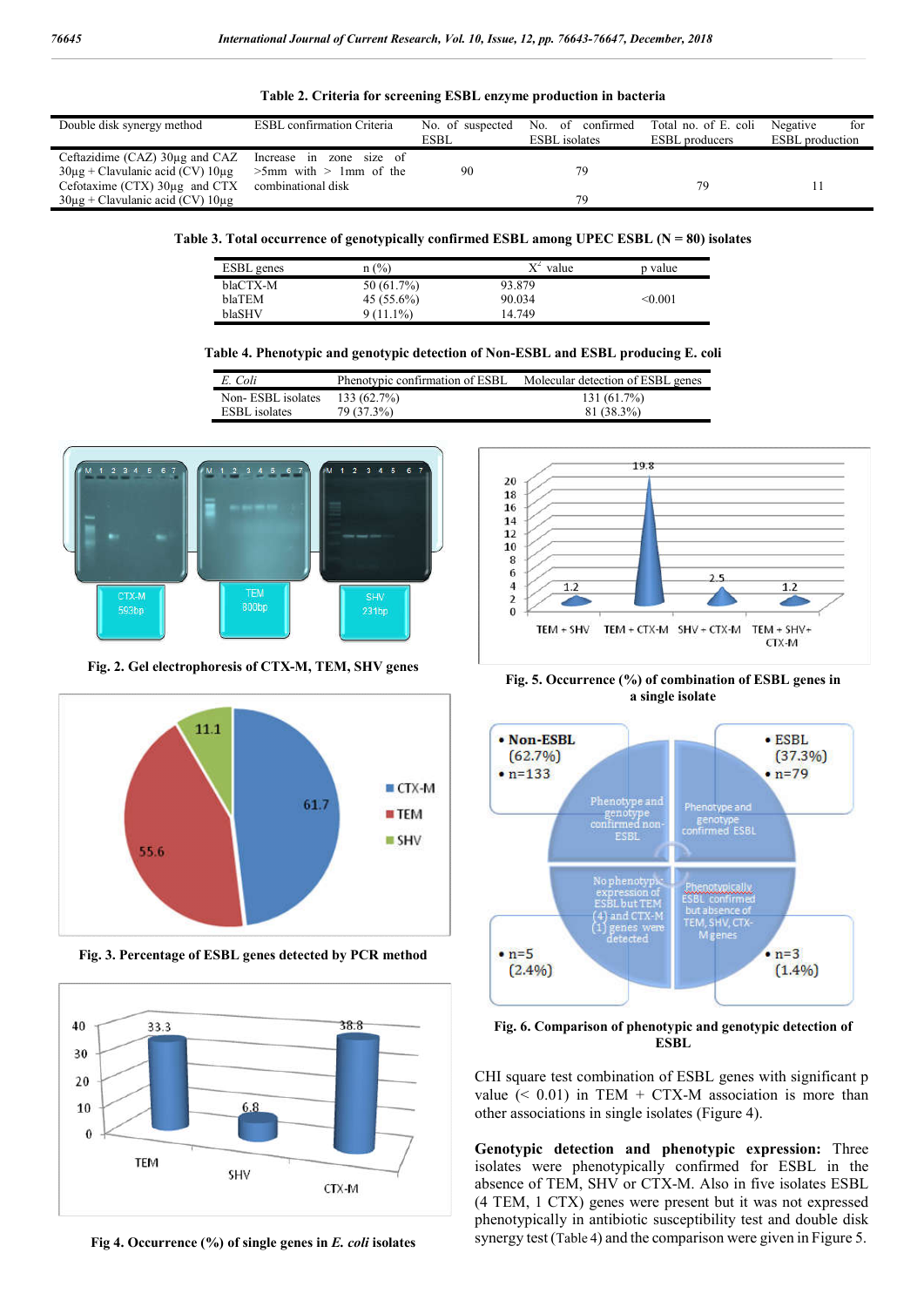**Table 2. Criteria for screening ESBL enzyme production in bacteria**

| Double disk synergy method | ESBL confirmation Criteria | No. of suspected ESBL | No. of confirmed ESBL isolates | Total no. of E. coli ESBL producers | Negative for ESBL production |
|---|---|---|---|---|---|
| Ceftazidime (CAZ) 30µg and CAZ 30µg + Clavulanic acid (CV) 10µg | Increase in zone size of >5mm with > 1mm of the combinational disk | 90 | 79 | 79 | 11 |
| Cefotaxime (CTX) 30µg and CTX 30µg + Clavulanic acid (CV) 10µg | | | 79 | | |

**Table 3. Total occurrence of genotypically confirmed ESBL among UPEC ESBL (N = 80) isolates**

| ESBL genes | n (%) | $X^2$ value | p value |
|---|---|---|---|
| blaCTX-M | 50 (61.7%) | 93.879 | <0.001 |
| blaTEM | 45 (55.6%) | 90.034 | |
| blaSHV | 9 (11.1%) | 14.749 | |

**Table 4. Phenotypic and genotypic detection of Non-ESBL and ESBL producing E. coli**

| *E. Coli* | Phenotypic confirmation of ESBL | Molecular detection of ESBL genes |
|---|---|---|
| Non- ESBL isolates | 133 (62.7%) | 131 (61.7%) |
| ESBL isolates | 79 (37.3%) | 81 (38.3%) |

**Fig. 2. Gel electrophoresis of CTX-M, TEM, SHV genes**

**Fig. 3. Percentage of ESBL genes detected by PCR method**

**Fig 4. Occurrence (%) of single genes in *E. coli* isolates**

**Fig. 5. Occurrence (%) of combination of ESBL genes in a single isolate**

**Fig. 6. Comparison of phenotypic and genotypic detection of ESBL**

CHI square test combination of ESBL genes with significant p value (< 0.01) in TEM + CTX-M association is more than other associations in single isolates (Figure 4).

**Genotypic detection and phenotypic expression:** Three isolates were phenotypically confirmed for ESBL in the absence of TEM, SHV or CTX-M. Also in five isolates ESBL (4 TEM, 1 CTX) genes were present but it was not expressed phenotypically in antibiotic susceptibility test and double disk synergy test (Table 4) and the comparison were given in Figure 5.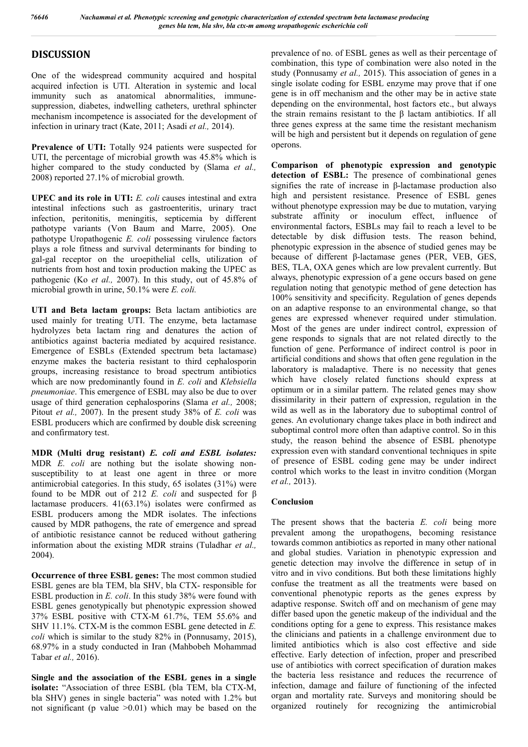## DISCUSSION

One of the widespread community acquired and hospital acquired infection is UTI. Alteration in systemic and local immunity such as anatomical abnormalities, immune-suppression, diabetes, indwelling catheters, urethral sphincter mechanism incompetence is associated for the development of infection in urinary tract (Kate, 2011; Asadi *et al.,* 2014).

**Prevalence of UTI:** Totally 924 patients were suspected for UTI, the percentage of microbial growth was 45.8% which is higher compared to the study conducted by (Slama *et al.,* 2008) reported 27.1% of microbial growth.

**UPEC and its role in UTI:** *E. coli* causes intestinal and extra intestinal infections such as gastroenteritis, urinary tract infection, peritonitis, meningitis, septicemia by different pathotype variants (Von Baum and Marre, 2005). One pathotype Uropathogenic *E. coli* possessing virulence factors plays a role fitness and survival determinants for binding to gal-gal receptor on the uroepithelial cells, utilization of nutrients from host and toxin production making the UPEC as pathogenic (Ko *et al.,* 2007). In this study, out of 45.8% of microbial growth in urine, 50.1% were *E. coli.*

**UTI and Beta lactam groups:** Beta lactam antibiotics are used mainly for treating UTI. The enzyme, beta lactamase hydrolyzes beta lactam ring and denatures the action of antibiotics against bacteria mediated by acquired resistance. Emergence of ESBLs (Extended spectrum beta lactamase) enzyme makes the bacteria resistant to third cephalosporin groups, increasing resistance to broad spectrum antibiotics which are now predominantly found in *E. coli* and *Klebsiella pneumoniae*. This emergence of ESBL may also be due to over usage of third generation cephalosporins (Slama *et al.,* 2008; Pitout *et al.,* 2007). In the present study 38% of *E. coli* was ESBL producers which are confirmed by double disk screening and confirmatory test.

**MDR (Multi drug resistant)** ***E. coli and ESBL isolates:*** MDR *E. coli* are nothing but the isolate showing non-susceptibility to at least one agent in three or more antimicrobial categories. In this study, 65 isolates (31%) were found to be MDR out of 212 *E. coli* and suspected for β lactamase producers. 41(63.1%) isolates were confirmed as ESBL producers among the MDR isolates. The infections caused by MDR pathogens, the rate of emergence and spread of antibiotic resistance cannot be reduced without gathering information about the existing MDR strains (Tuladhar *et al.,* 2004).

**Occurrence of three ESBL genes:** The most common studied ESBL genes are bla TEM, bla SHV, bla CTX- responsible for ESBL production in *E. coli*. In this study 38% were found with ESBL genes genotypically but phenotypic expression showed 37% ESBL positive with CTX-M 61.7%, TEM 55.6% and SHV 11.1%. CTX-M is the common ESBL gene detected in *E. coli* which is similar to the study 82% in (Ponnusamy, 2015), 68.97% in a study conducted in Iran (Mahbobeh Mohammad Tabar *et al.,* 2016).

**Single and the association of the ESBL genes in a single isolate:** "Association of three ESBL (bla TEM, bla CTX-M, bla SHV) genes in single bacteria" was noted with 1.2% but not significant (p value >0.01) which may be based on the prevalence of no. of ESBL genes as well as their percentage of combination, this type of combination were also noted in the study (Ponnusamy *et al.,* 2015). This association of genes in a single isolate coding for ESBL enzyme may prove that if one gene is in off mechanism and the other may be in active state depending on the environmental, host factors etc., but always the strain remains resistant to the β lactam antibiotics. If all three genes express at the same time the resistant mechanism will be high and persistent but it depends on regulation of gene operons.

**Comparison of phenotypic expression and genotypic detection of ESBL:** The presence of combinational genes signifies the rate of increase in β-lactamase production also high and persistent resistance. Presence of ESBL genes without phenotype expression may be due to mutation, varying substrate affinity or inoculum effect, influence of environmental factors, ESBLs may fail to reach a level to be detectable by disk diffusion tests. The reason behind, phenotypic expression in the absence of studied genes may be because of different β-lactamase genes (PER, VEB, GES, BES, TLA, OXA genes which are low prevalent currently. But always, phenotypic expression of a gene occurs based on gene regulation noting that genotypic method of gene detection has 100% sensitivity and specificity. Regulation of genes depends on an adaptive response to an environmental change, so that genes are expressed whenever required under stimulation. Most of the genes are under indirect control, expression of gene responds to signals that are not related directly to the function of gene. Performance of indirect control is poor in artificial conditions and shows that often gene regulation in the laboratory is maladaptive. There is no necessity that genes which have closely related functions should express at optimum or in a similar pattern. The related genes may show dissimilarity in their pattern of expression, regulation in the wild as well as in the laboratory due to suboptimal control of genes. An evolutionary change takes place in both indirect and suboptimal control more often than adaptive control. So in this study, the reason behind the absence of ESBL phenotype expression even with standard conventional techniques in spite of presence of ESBL coding gene may be under indirect control which works to the least in invitro condition (Morgan *et al.,* 2013).

### Conclusion

The present shows that the bacteria *E. coli* being more prevalent among the uropathogens, becoming resistance towards common antibiotics as reported in many other national and global studies. Variation in phenotypic expression and genetic detection may involve the difference in setup of in vitro and in vivo conditions. But both these limitations highly confuse the treatment as all the treatments were based on conventional phenotypic reports as the genes express by adaptive response. Switch off and on mechanism of gene may differ based upon the genetic makeup of the individual and the conditions opting for a gene to express. This resistance makes the clinicians and patients in a challenge environment due to limited antibiotics which is also cost effective and side effective. Early detection of infection, proper and prescribed use of antibiotics with correct specification of duration makes the bacteria less resistance and reduces the recurrence of infection, damage and failure of functioning of the infected organ and mortality rate. Surveys and monitoring should be organized routinely for recognizing the antimicrobial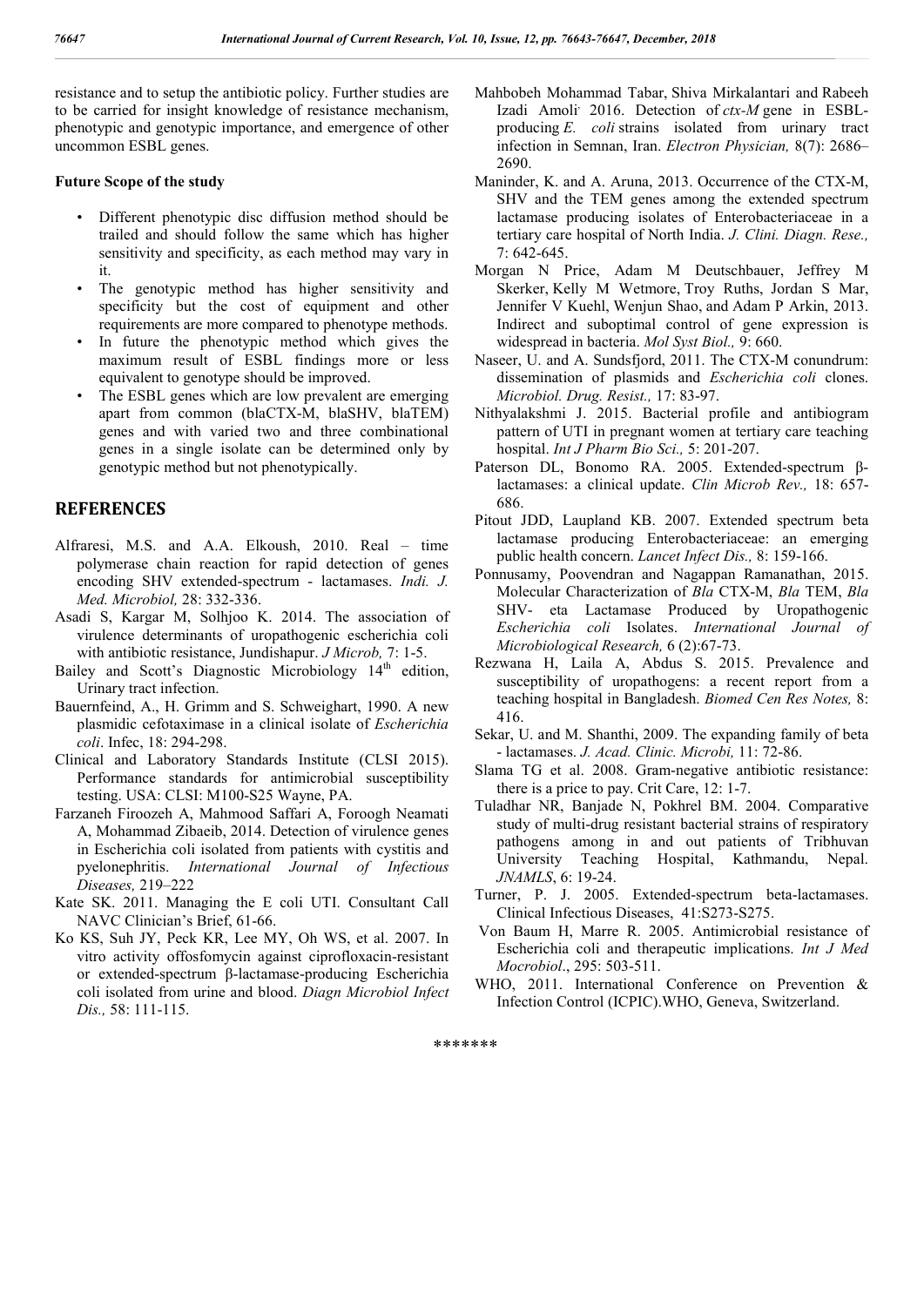resistance and to setup the antibiotic policy. Further studies are to be carried for insight knowledge of resistance mechanism, phenotypic and genotypic importance, and emergence of other uncommon ESBL genes.

**Future Scope of the study**

- Different phenotypic disc diffusion method should be trailed and should follow the same which has higher sensitivity and specificity, as each method may vary in it.
- The genotypic method has higher sensitivity and specificity but the cost of equipment and other requirements are more compared to phenotype methods.
- In future the phenotypic method which gives the maximum result of ESBL findings more or less equivalent to genotype should be improved.
- The ESBL genes which are low prevalent are emerging apart from common (blaCTX-M, blaSHV, blaTEM) genes and with varied two and three combinational genes in a single isolate can be determined only by genotypic method but not phenotypically.

## REFERENCES

Alfraresi, M.S. and A.A. Elkoush, 2010. Real – time polymerase chain reaction for rapid detection of genes encoding SHV extended-spectrum - lactamases. *Indi. J. Med. Microbiol,* 28: 332-336.

Asadi S, Kargar M, Solhjoo K. 2014. The association of virulence determinants of uropathogenic escherichia coli with antibiotic resistance, Jundishapur. *J Microb,* 7: 1-5.

Bailey and Scott's Diagnostic Microbiology 14th edition, Urinary tract infection.

Bauernfeind, A., H. Grimm and S. Schweighart, 1990. A new plasmidic cefotaximase in a clinical isolate of *Escherichia coli*. Infec, 18: 294-298.

Clinical and Laboratory Standards Institute (CLSI 2015). Performance standards for antimicrobial susceptibility testing. USA: CLSI: M100-S25 Wayne, PA.

Farzaneh Firoozeh A, Mahmood Saffari A, Foroogh Neamati A, Mohammad Zibaeib, 2014. Detection of virulence genes in Escherichia coli isolated from patients with cystitis and pyelonephritis. *International Journal of Infectious Diseases,* 219–222

Kate SK. 2011. Managing the E coli UTI. Consultant Call NAVC Clinician's Brief, 61-66.

Ko KS, Suh JY, Peck KR, Lee MY, Oh WS, et al. 2007. In vitro activity offosfomycin against ciprofloxacin-resistant or extended-spectrum β-lactamase-producing Escherichia coli isolated from urine and blood. *Diagn Microbiol Infect Dis.,* 58: 111-115.

Mahbobeh Mohammad Tabar, Shiva Mirkalantari and Rabeeh Izadi Amoli. 2016. Detection of *ctx-M* gene in ESBL-producing *E. coli* strains isolated from urinary tract infection in Semnan, Iran. *Electron Physician,* 8(7): 2686–2690.

Maninder, K. and A. Aruna, 2013. Occurrence of the CTX-M, SHV and the TEM genes among the extended spectrum lactamase producing isolates of Enterobacteriaceae in a tertiary care hospital of North India. *J. Clini. Diagn. Rese.,* 7: 642-645.

Morgan N Price, Adam M Deutschbauer, Jeffrey M Skerker, Kelly M Wetmore, Troy Ruths, Jordan S Mar, Jennifer V Kuehl, Wenjun Shao, and Adam P Arkin, 2013. Indirect and suboptimal control of gene expression is widespread in bacteria. *Mol Syst Biol.,* 9: 660.

Naseer, U. and A. Sundsfjord, 2011. The CTX-M conundrum: dissemination of plasmids and *Escherichia coli* clones. *Microbiol. Drug. Resist.,* 17: 83-97.

Nithyalakshmi J. 2015. Bacterial profile and antibiogram pattern of UTI in pregnant women at tertiary care teaching hospital. *Int J Pharm Bio Sci.,* 5: 201-207.

Paterson DL, Bonomo RA. 2005. Extended-spectrum β-lactamases: a clinical update. *Clin Microb Rev.,* 18: 657-686.

Pitout JDD, Laupland KB. 2007. Extended spectrum beta lactamase producing Enterobacteriaceae: an emerging public health concern. *Lancet Infect Dis.,* 8: 159-166.

Ponnusamy, Poovendran and Nagappan Ramanathan, 2015. Molecular Characterization of *Bla* CTX-M, *Bla* TEM, *Bla* SHV- eta Lactamase Produced by Uropathogenic *Escherichia coli* Isolates. *International Journal of Microbiological Research,* 6 (2):67-73.

Rezwana H, Laila A, Abdus S. 2015. Prevalence and susceptibility of uropathogens: a recent report from a teaching hospital in Bangladesh. *Biomed Cen Res Notes,* 8: 416.

Sekar, U. and M. Shanthi, 2009. The expanding family of beta - lactamases. *J. Acad. Clinic. Microbi,* 11: 72-86.

Slama TG et al. 2008. Gram-negative antibiotic resistance: there is a price to pay. Crit Care, 12: 1-7.

Tuladhar NR, Banjade N, Pokhrel BM. 2004. Comparative study of multi-drug resistant bacterial strains of respiratory pathogens among in and out patients of Tribhuvan University Teaching Hospital, Kathmandu, Nepal. *JNAMLS*, 6: 19-24.

Turner, P. J. 2005. Extended-spectrum beta-lactamases. Clinical Infectious Diseases, 41:S273-S275.

Von Baum H, Marre R. 2005. Antimicrobial resistance of Escherichia coli and therapeutic implications. *Int J Med Mocrobiol*., 295: 503-511.

WHO, 2011. International Conference on Prevention & Infection Control (ICPIC).WHO, Geneva, Switzerland.

\*\*\*\*\*\*\*